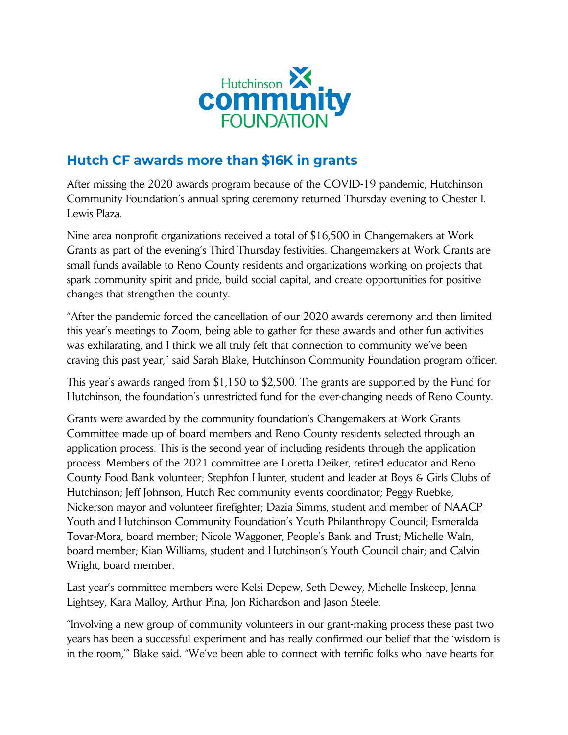Hutchinson community FOUNDATION

## Hutch CF awards more than $16K in grants

After missing the 2020 awards program because of the COVID-19 pandemic, Hutchinson Community Foundation's annual spring ceremony returned Thursday evening to Chester I. Lewis Plaza.

Nine area nonprofit organizations received a total of $16,500 in Changemakers at Work Grants as part of the evening's Third Thursday festivities. Changemakers at Work Grants are small funds available to Reno County residents and organizations working on projects that spark community spirit and pride, build social capital, and create opportunities for positive changes that strengthen the county.

"After the pandemic forced the cancellation of our 2020 awards ceremony and then limited this year's meetings to Zoom, being able to gather for these awards and other fun activities was exhilarating, and I think we all truly felt that connection to community we've been craving this past year," said Sarah Blake, Hutchinson Community Foundation program officer.

This year's awards ranged from $1,150 to $2,500. The grants are supported by the Fund for Hutchinson, the foundation's unrestricted fund for the ever-changing needs of Reno County.

Grants were awarded by the community foundation's Changemakers at Work Grants Committee made up of board members and Reno County residents selected through an application process. This is the second year of including residents through the application process. Members of the 2021 committee are Loretta Deiker, retired educator and Reno County Food Bank volunteer; Stephfon Hunter, student and leader at Boys & Girls Clubs of Hutchinson; Jeff Johnson, Hutch Rec community events coordinator; Peggy Ruebke, Nickerson mayor and volunteer firefighter; Dazia Simms, student and member of NAACP Youth and Hutchinson Community Foundation's Youth Philanthropy Council; Esmeralda Tovar-Mora, board member; Nicole Waggoner, People's Bank and Trust; Michelle Waln, board member; Kian Williams, student and Hutchinson's Youth Council chair; and Calvin Wright, board member.

Last year's committee members were Kelsi Depew, Seth Dewey, Michelle Inskeep, Jenna Lightsey, Kara Malloy, Arthur Pina, Jon Richardson and Jason Steele.

"Involving a new group of community volunteers in our grant-making process these past two years has been a successful experiment and has really confirmed our belief that the 'wisdom is in the room,'" Blake said. "We've been able to connect with terrific folks who have hearts for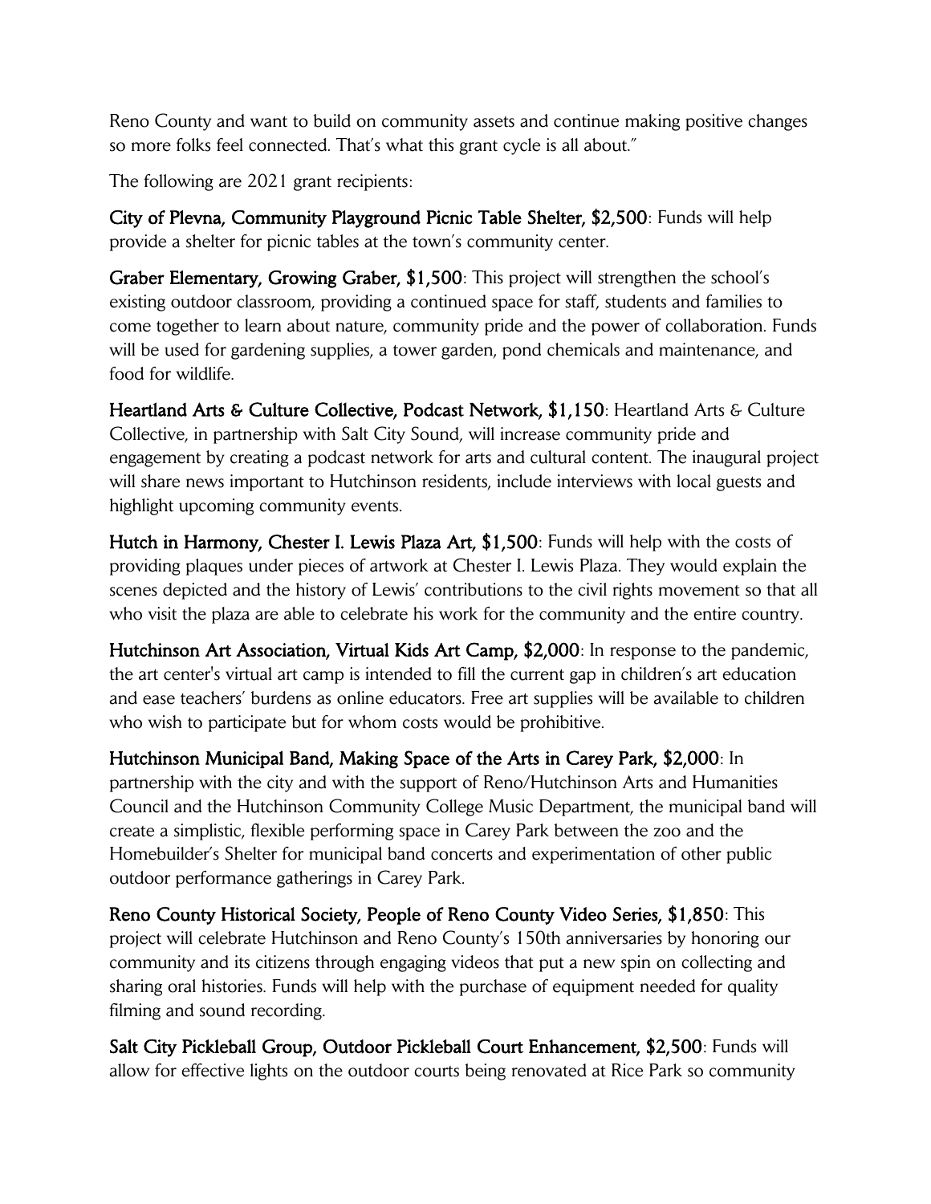Reno County and want to build on community assets and continue making positive changes so more folks feel connected. That's what this grant cycle is all about."

The following are 2021 grant recipients:

**City of Plevna, Community Playground Picnic Table Shelter, $2,500**: Funds will help provide a shelter for picnic tables at the town's community center.

**Graber Elementary, Growing Graber, $1,500**: This project will strengthen the school's existing outdoor classroom, providing a continued space for staff, students and families to come together to learn about nature, community pride and the power of collaboration. Funds will be used for gardening supplies, a tower garden, pond chemicals and maintenance, and food for wildlife.

**Heartland Arts & Culture Collective, Podcast Network, $1,150**: Heartland Arts & Culture Collective, in partnership with Salt City Sound, will increase community pride and engagement by creating a podcast network for arts and cultural content. The inaugural project will share news important to Hutchinson residents, include interviews with local guests and highlight upcoming community events.

**Hutch in Harmony, Chester I. Lewis Plaza Art, $1,500**: Funds will help with the costs of providing plaques under pieces of artwork at Chester I. Lewis Plaza. They would explain the scenes depicted and the history of Lewis' contributions to the civil rights movement so that all who visit the plaza are able to celebrate his work for the community and the entire country.

**Hutchinson Art Association, Virtual Kids Art Camp, $2,000**: In response to the pandemic, the art center's virtual art camp is intended to fill the current gap in children's art education and ease teachers' burdens as online educators. Free art supplies will be available to children who wish to participate but for whom costs would be prohibitive.

**Hutchinson Municipal Band, Making Space of the Arts in Carey Park, $2,000**: In partnership with the city and with the support of Reno/Hutchinson Arts and Humanities Council and the Hutchinson Community College Music Department, the municipal band will create a simplistic, flexible performing space in Carey Park between the zoo and the Homebuilder's Shelter for municipal band concerts and experimentation of other public outdoor performance gatherings in Carey Park.

**Reno County Historical Society, People of Reno County Video Series, $1,850**: This project will celebrate Hutchinson and Reno County's 150th anniversaries by honoring our community and its citizens through engaging videos that put a new spin on collecting and sharing oral histories. Funds will help with the purchase of equipment needed for quality filming and sound recording.

**Salt City Pickleball Group, Outdoor Pickleball Court Enhancement, $2,500**: Funds will allow for effective lights on the outdoor courts being renovated at Rice Park so community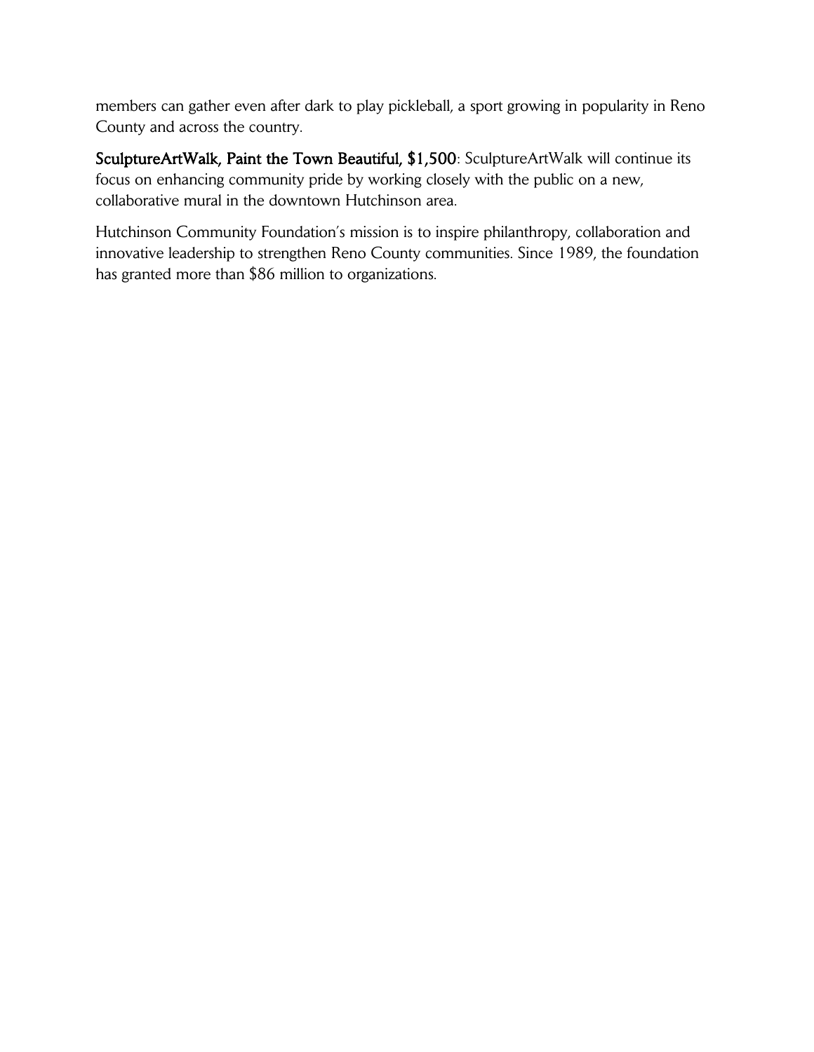members can gather even after dark to play pickleball, a sport growing in popularity in Reno County and across the country.

**SculptureArtWalk, Paint the Town Beautiful, $1,500**: SculptureArtWalk will continue its focus on enhancing community pride by working closely with the public on a new, collaborative mural in the downtown Hutchinson area.

Hutchinson Community Foundation's mission is to inspire philanthropy, collaboration and innovative leadership to strengthen Reno County communities. Since 1989, the foundation has granted more than $86 million to organizations.